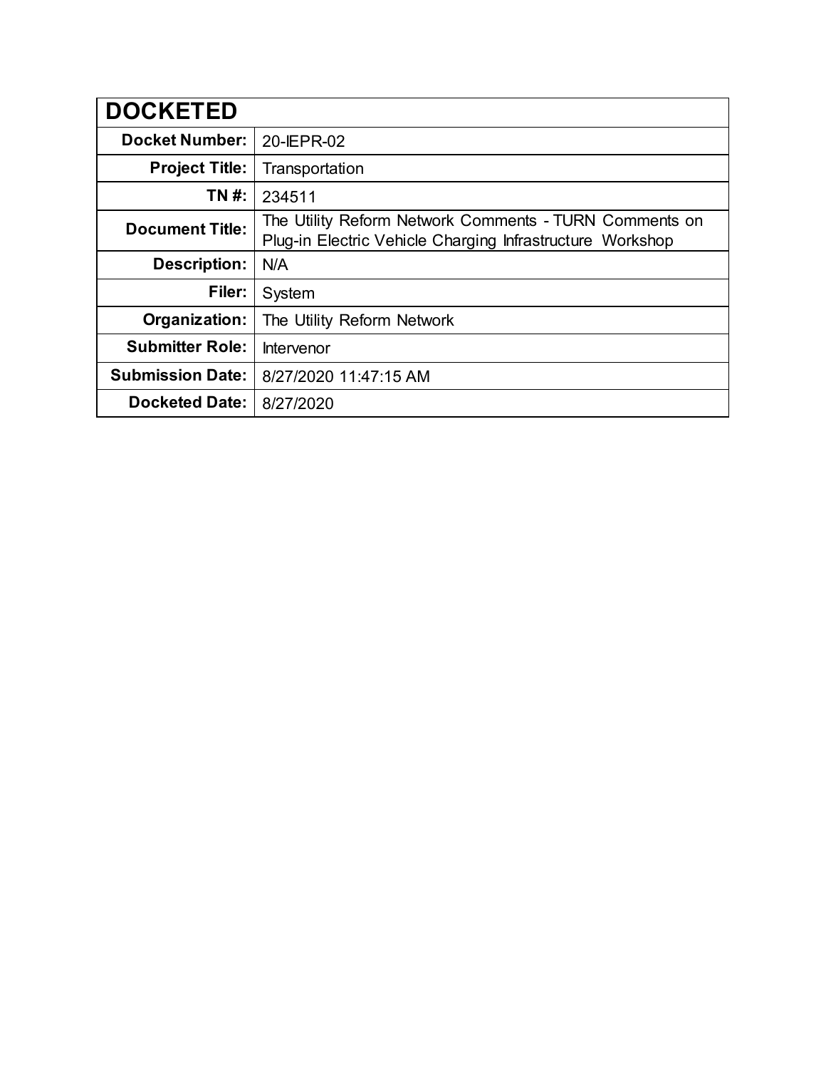| DOCKETED | |
|---|---|
| **Docket Number:** | 20-IEPR-02 |
| **Project Title:** | Transportation |
| **TN #:** | 234511 |
| **Document Title:** | The Utility Reform Network Comments - TURN Comments on Plug-in Electric Vehicle Charging Infrastructure Workshop |
| **Description:** | N/A |
| **Filer:** | System |
| **Organization:** | The Utility Reform Network |
| **Submitter Role:** | Intervenor |
| **Submission Date:** | 8/27/2020 11:47:15 AM |
| **Docketed Date:** | 8/27/2020 |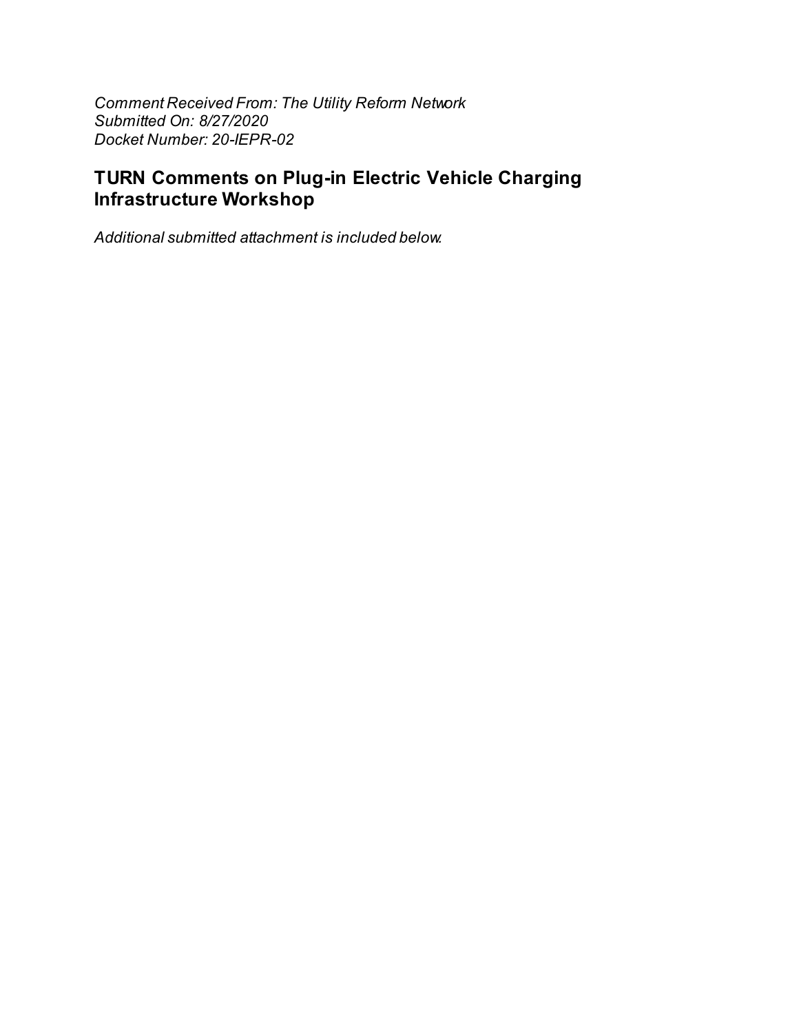*Comment Received From: The Utility Reform Network*
*Submitted On: 8/27/2020*
*Docket Number: 20-IEPR-02*

## TURN Comments on Plug-in Electric Vehicle Charging Infrastructure Workshop

*Additional submitted attachment is included below.*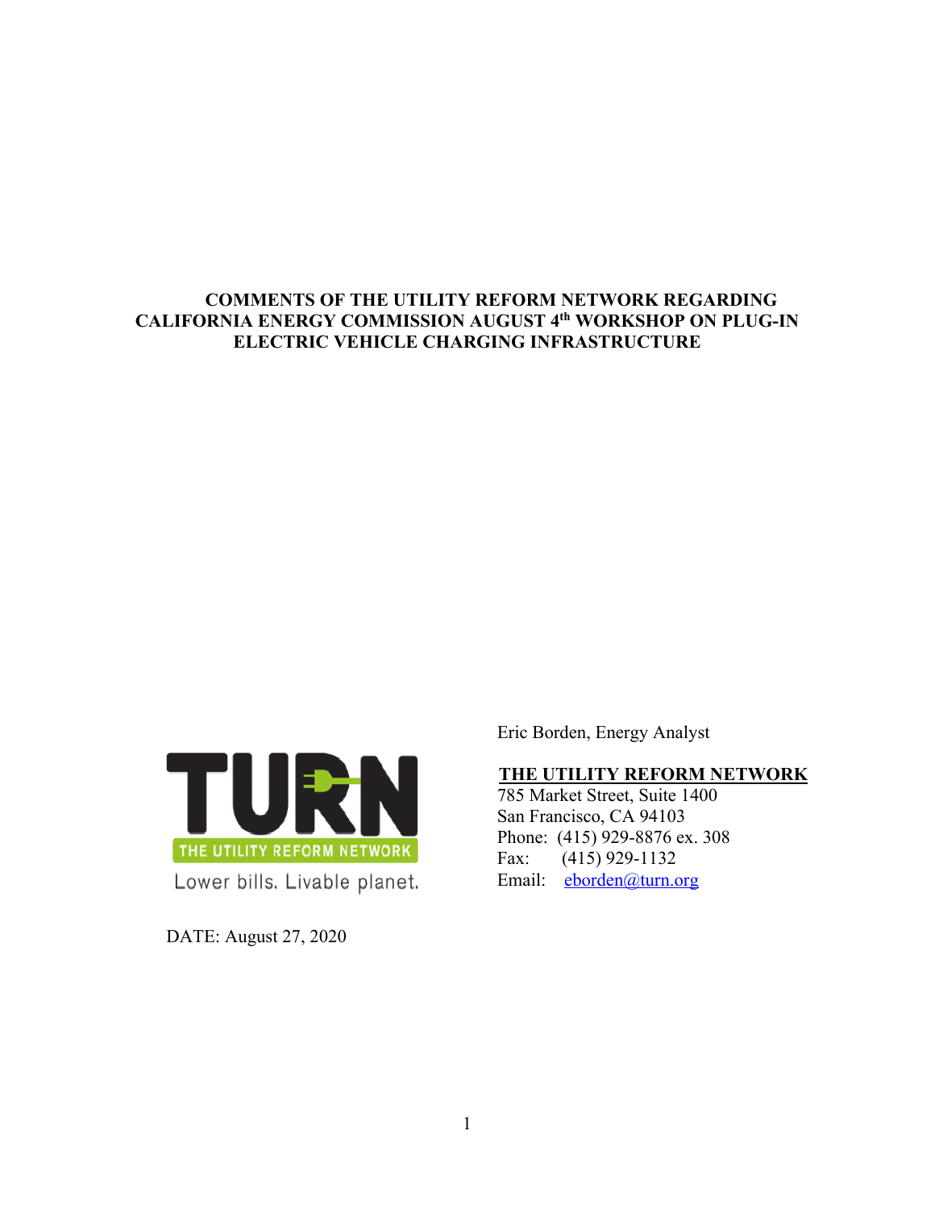**COMMENTS OF THE UTILITY REFORM NETWORK REGARDING CALIFORNIA ENERGY COMMISSION AUGUST 4th WORKSHOP ON PLUG-IN ELECTRIC VEHICLE CHARGING INFRASTRUCTURE**

TURN
THE UTILITY REFORM NETWORK
Lower bills. Livable planet.

Eric Borden, Energy Analyst

**THE UTILITY REFORM NETWORK**
785 Market Street, Suite 1400
San Francisco, CA 94103
Phone: (415) 929-8876 ex. 308
Fax: (415) 929-1132
Email: eborden@turn.org

DATE: August 27, 2020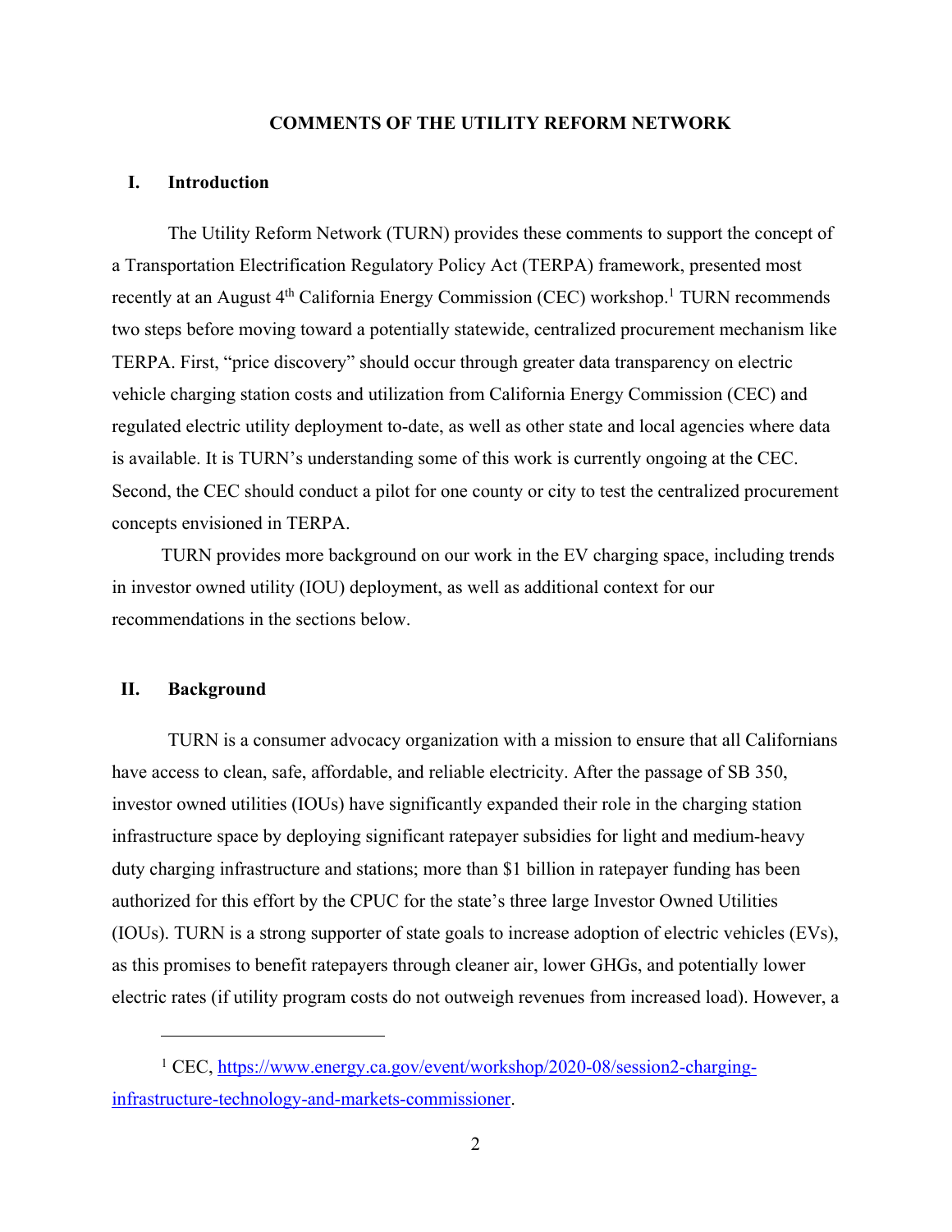**COMMENTS OF THE UTILITY REFORM NETWORK**

## I. Introduction

The Utility Reform Network (TURN) provides these comments to support the concept of a Transportation Electrification Regulatory Policy Act (TERPA) framework, presented most recently at an August 4th California Energy Commission (CEC) workshop.[1] TURN recommends two steps before moving toward a potentially statewide, centralized procurement mechanism like TERPA. First, "price discovery" should occur through greater data transparency on electric vehicle charging station costs and utilization from California Energy Commission (CEC) and regulated electric utility deployment to-date, as well as other state and local agencies where data is available. It is TURN's understanding some of this work is currently ongoing at the CEC. Second, the CEC should conduct a pilot for one county or city to test the centralized procurement concepts envisioned in TERPA.

TURN provides more background on our work in the EV charging space, including trends in investor owned utility (IOU) deployment, as well as additional context for our recommendations in the sections below.

## II. Background

TURN is a consumer advocacy organization with a mission to ensure that all Californians have access to clean, safe, affordable, and reliable electricity. After the passage of SB 350, investor owned utilities (IOUs) have significantly expanded their role in the charging station infrastructure space by deploying significant ratepayer subsidies for light and medium-heavy duty charging infrastructure and stations; more than $1 billion in ratepayer funding has been authorized for this effort by the CPUC for the state's three large Investor Owned Utilities (IOUs). TURN is a strong supporter of state goals to increase adoption of electric vehicles (EVs), as this promises to benefit ratepayers through cleaner air, lower GHGs, and potentially lower electric rates (if utility program costs do not outweigh revenues from increased load). However, a

---

[1] CEC, [https://www.energy.ca.gov/event/workshop/2020-08/session2-charging-infrastructure-technology-and-markets-commissioner](https://www.energy.ca.gov/event/workshop/2020-08/session2-charging-infrastructure-technology-and-markets-commissioner).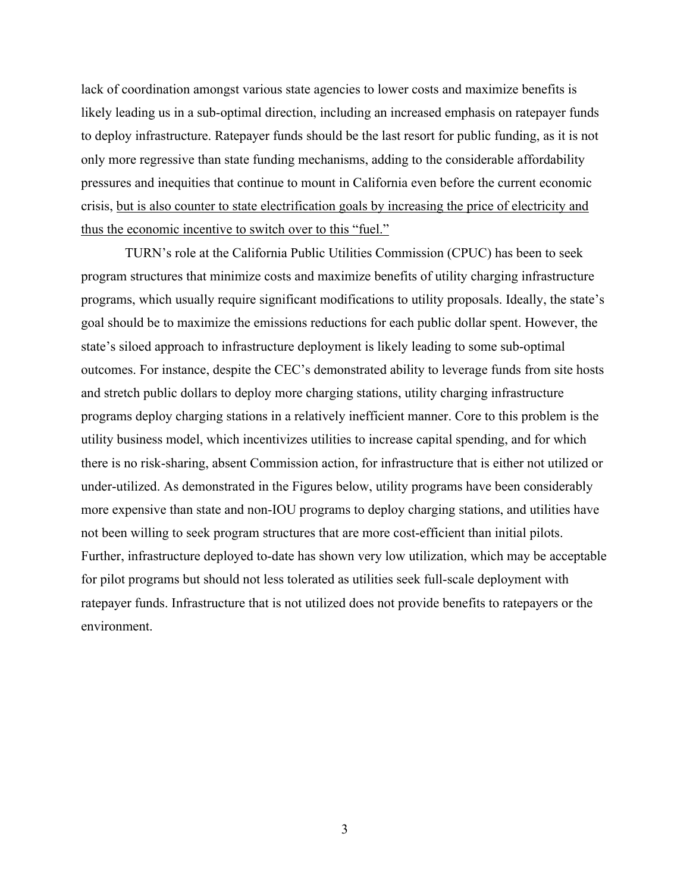lack of coordination amongst various state agencies to lower costs and maximize benefits is likely leading us in a sub-optimal direction, including an increased emphasis on ratepayer funds to deploy infrastructure. Ratepayer funds should be the last resort for public funding, as it is not only more regressive than state funding mechanisms, adding to the considerable affordability pressures and inequities that continue to mount in California even before the current economic crisis, <u>but is also counter to state electrification goals by increasing the price of electricity and thus the economic incentive to switch over to this "fuel."</u>

TURN's role at the California Public Utilities Commission (CPUC) has been to seek program structures that minimize costs and maximize benefits of utility charging infrastructure programs, which usually require significant modifications to utility proposals. Ideally, the state's goal should be to maximize the emissions reductions for each public dollar spent. However, the state's siloed approach to infrastructure deployment is likely leading to some sub-optimal outcomes. For instance, despite the CEC's demonstrated ability to leverage funds from site hosts and stretch public dollars to deploy more charging stations, utility charging infrastructure programs deploy charging stations in a relatively inefficient manner. Core to this problem is the utility business model, which incentivizes utilities to increase capital spending, and for which there is no risk-sharing, absent Commission action, for infrastructure that is either not utilized or under-utilized. As demonstrated in the Figures below, utility programs have been considerably more expensive than state and non-IOU programs to deploy charging stations, and utilities have not been willing to seek program structures that are more cost-efficient than initial pilots. Further, infrastructure deployed to-date has shown very low utilization, which may be acceptable for pilot programs but should not less tolerated as utilities seek full-scale deployment with ratepayer funds. Infrastructure that is not utilized does not provide benefits to ratepayers or the environment.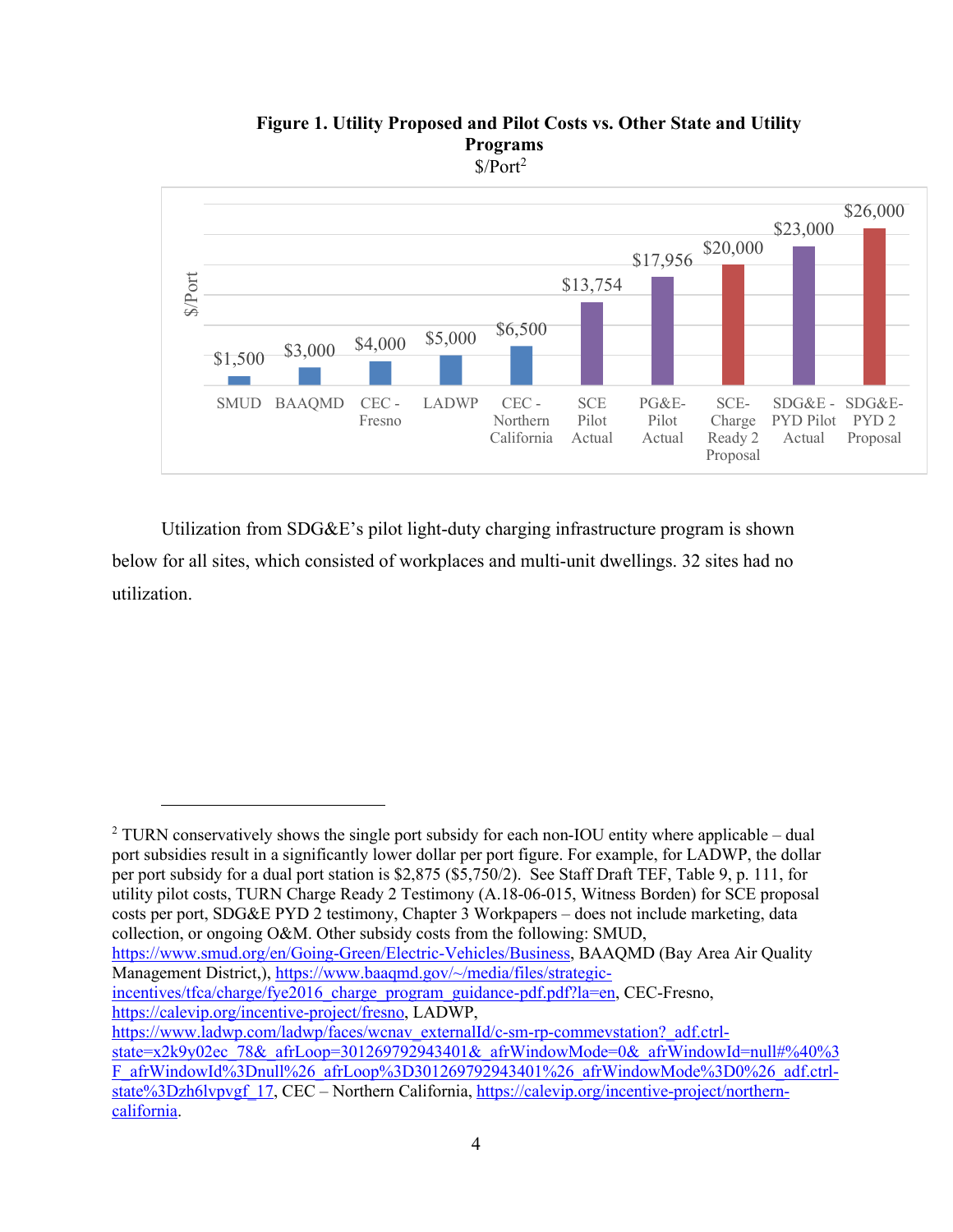**Figure 1. Utility Proposed and Pilot Costs vs. Other State and Utility Programs**

$/Port[2]

| Program | $/Port |
|---|---|
| SMUD | $1,500 |
| BAAQMD | $3,000 |
| CEC - Fresno | $4,000 |
| LADWP | $5,000 |
| CEC - Northern California | $6,500 |
| SCE Pilot Actual | $13,754 |
| PG&E- Pilot Actual | $17,956 |
| SCE- Charge Ready 2 Proposal | $20,000 |
| SDG&E - PYD Pilot Actual | $23,000 |
| SDG&E- PYD 2 Proposal | $26,000 |

Utilization from SDG&E's pilot light-duty charging infrastructure program is shown below for all sites, which consisted of workplaces and multi-unit dwellings. 32 sites had no utilization.

---

[2] TURN conservatively shows the single port subsidy for each non-IOU entity where applicable – dual port subsidies result in a significantly lower dollar per port figure. For example, for LADWP, the dollar per port subsidy for a dual port station is $2,875 ($5,750/2). See Staff Draft TEF, Table 9, p. 111, for utility pilot costs, TURN Charge Ready 2 Testimony (A.18-06-015, Witness Borden) for SCE proposal costs per port, SDG&E PYD 2 testimony, Chapter 3 Workpapers – does not include marketing, data collection, or ongoing O&M. Other subsidy costs from the following: SMUD, https://www.smud.org/en/Going-Green/Electric-Vehicles/Business, BAAQMD (Bay Area Air Quality Management District,), https://www.baaqmd.gov/~/media/files/strategic-incentives/tfca/charge/fye2016_charge_program_guidance-pdf.pdf?la=en, CEC-Fresno, https://calevip.org/incentive-project/fresno, LADWP, https://www.ladwp.com/ladwp/faces/wcnav_externalId/c-sm-rp-commevstation?_adf.ctrl-state=x2k9y02ec_78&_afrLoop=301269792943401&_afrWindowMode=0&_afrWindowId=null#%40%3F_afrWindowId%3Dnull%26_afrLoop%3D301269792943401%26_afrWindowMode%3D0%26_adf.ctrl-state%3Dzh6lvpvgf_17, CEC – Northern California, https://calevip.org/incentive-project/northern-california.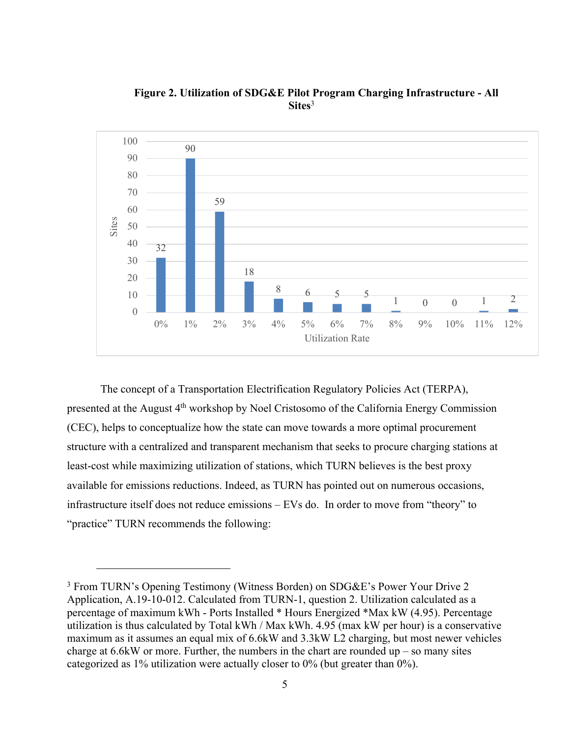**Figure 2. Utilization of SDG&E Pilot Program Charging Infrastructure - All Sites**[3]

| Utilization Rate | Sites |
|---|---|
| 0% | 32 |
| 1% | 90 |
| 2% | 59 |
| 3% | 18 |
| 4% | 8 |
| 5% | 6 |
| 6% | 5 |
| 7% | 5 |
| 8% | 1 |
| 9% | 0 |
| 10% | 0 |
| 11% | 1 |
| 12% | 2 |

The concept of a Transportation Electrification Regulatory Policies Act (TERPA), presented at the August 4th workshop by Noel Cristosomo of the California Energy Commission (CEC), helps to conceptualize how the state can move towards a more optimal procurement structure with a centralized and transparent mechanism that seeks to procure charging stations at least-cost while maximizing utilization of stations, which TURN believes is the best proxy available for emissions reductions. Indeed, as TURN has pointed out on numerous occasions, infrastructure itself does not reduce emissions – EVs do. In order to move from "theory" to "practice" TURN recommends the following:

---

[3] From TURN's Opening Testimony (Witness Borden) on SDG&E's Power Your Drive 2 Application, A.19-10-012. Calculated from TURN-1, question 2. Utilization calculated as a percentage of maximum kWh - Ports Installed * Hours Energized *Max kW (4.95). Percentage utilization is thus calculated by Total kWh / Max kWh. 4.95 (max kW per hour) is a conservative maximum as it assumes an equal mix of 6.6kW and 3.3kW L2 charging, but most newer vehicles charge at 6.6kW or more. Further, the numbers in the chart are rounded up – so many sites categorized as 1% utilization were actually closer to 0% (but greater than 0%).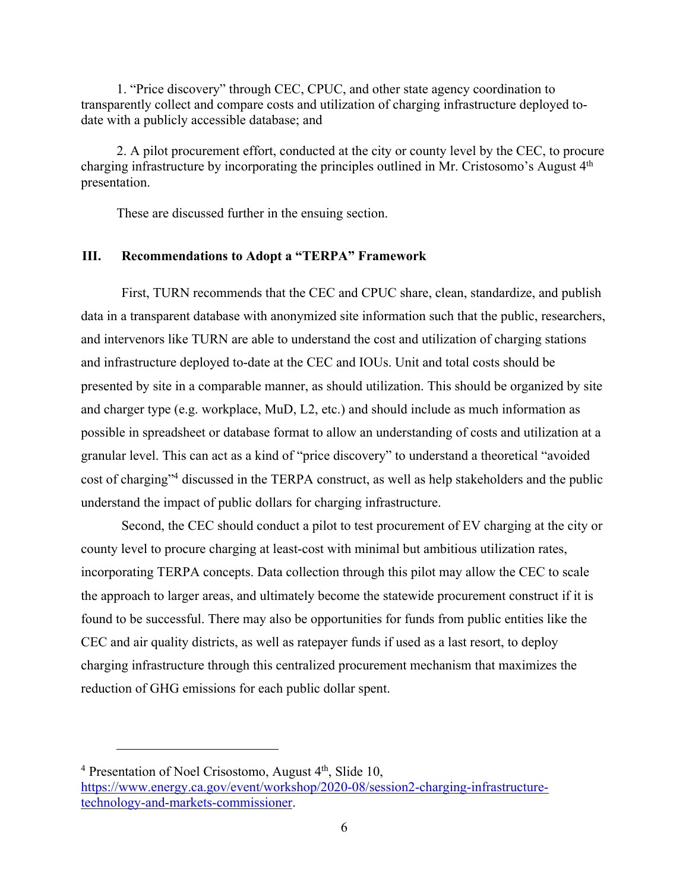1. "Price discovery" through CEC, CPUC, and other state agency coordination to transparently collect and compare costs and utilization of charging infrastructure deployed to-date with a publicly accessible database; and

2. A pilot procurement effort, conducted at the city or county level by the CEC, to procure charging infrastructure by incorporating the principles outlined in Mr. Cristosomo's August 4th presentation.

These are discussed further in the ensuing section.

## III. Recommendations to Adopt a "TERPA" Framework

First, TURN recommends that the CEC and CPUC share, clean, standardize, and publish data in a transparent database with anonymized site information such that the public, researchers, and intervenors like TURN are able to understand the cost and utilization of charging stations and infrastructure deployed to-date at the CEC and IOUs. Unit and total costs should be presented by site in a comparable manner, as should utilization. This should be organized by site and charger type (e.g. workplace, MuD, L2, etc.) and should include as much information as possible in spreadsheet or database format to allow an understanding of costs and utilization at a granular level. This can act as a kind of "price discovery" to understand a theoretical "avoided cost of charging"[4] discussed in the TERPA construct, as well as help stakeholders and the public understand the impact of public dollars for charging infrastructure.

Second, the CEC should conduct a pilot to test procurement of EV charging at the city or county level to procure charging at least-cost with minimal but ambitious utilization rates, incorporating TERPA concepts. Data collection through this pilot may allow the CEC to scale the approach to larger areas, and ultimately become the statewide procurement construct if it is found to be successful. There may also be opportunities for funds from public entities like the CEC and air quality districts, as well as ratepayer funds if used as a last resort, to deploy charging infrastructure through this centralized procurement mechanism that maximizes the reduction of GHG emissions for each public dollar spent.

---

[4] Presentation of Noel Crisostomo, August 4th, Slide 10, https://www.energy.ca.gov/event/workshop/2020-08/session2-charging-infrastructure-technology-and-markets-commissioner.